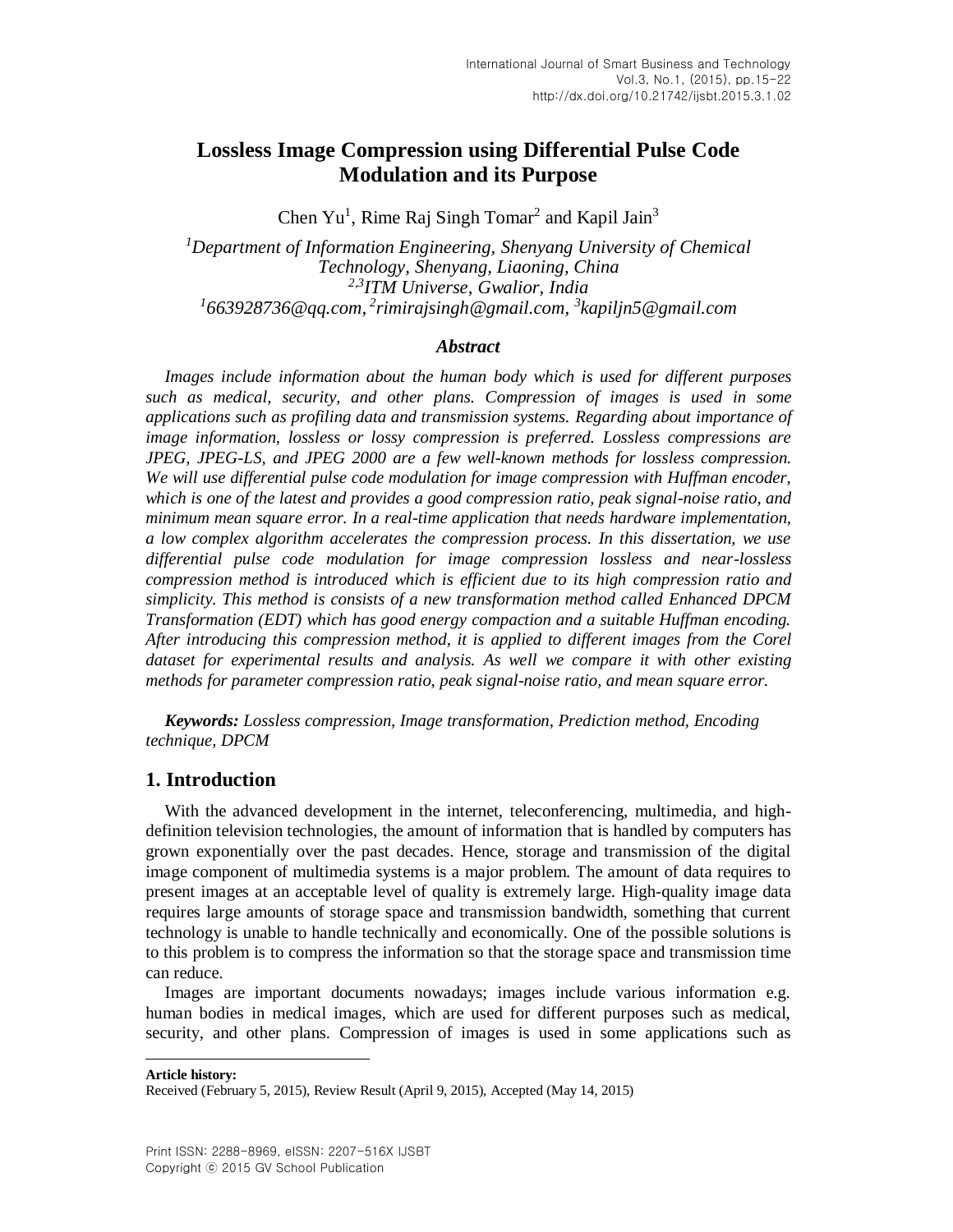# Lossless Image Compression using Differential Pulse Code Modulation and its Purpose

Chen Yu[1], Rime Raj Singh Tomar[2] and Kapil Jain[3]

*[1]Department of Information Engineering, Shenyang University of Chemical Technology, Shenyang, Liaoning, China*
*[2,3]ITM Universe, Gwalior, India*
*[1]663928736@qq.com, [2]rimirajsingh@gmail.com, [3]kapiljn5@gmail.com*

### *Abstract*

*Images include information about the human body which is used for different purposes such as medical, security, and other plans. Compression of images is used in some applications such as profiling data and transmission systems. Regarding about importance of image information, lossless or lossy compression is preferred. Lossless compressions are JPEG, JPEG-LS, and JPEG 2000 are a few well-known methods for lossless compression. We will use differential pulse code modulation for image compression with Huffman encoder, which is one of the latest and provides a good compression ratio, peak signal-noise ratio, and minimum mean square error. In a real-time application that needs hardware implementation, a low complex algorithm accelerates the compression process. In this dissertation, we use differential pulse code modulation for image compression lossless and near-lossless compression method is introduced which is efficient due to its high compression ratio and simplicity. This method is consists of a new transformation method called Enhanced DPCM Transformation (EDT) which has good energy compaction and a suitable Huffman encoding. After introducing this compression method, it is applied to different images from the Corel dataset for experimental results and analysis. As well we compare it with other existing methods for parameter compression ratio, peak signal-noise ratio, and mean square error.*

***Keywords:*** *Lossless compression, Image transformation, Prediction method, Encoding technique, DPCM*

## 1. Introduction

With the advanced development in the internet, teleconferencing, multimedia, and high-definition television technologies, the amount of information that is handled by computers has grown exponentially over the past decades. Hence, storage and transmission of the digital image component of multimedia systems is a major problem. The amount of data requires to present images at an acceptable level of quality is extremely large. High-quality image data requires large amounts of storage space and transmission bandwidth, something that current technology is unable to handle technically and economically. One of the possible solutions is to this problem is to compress the information so that the storage space and transmission time can reduce.

Images are important documents nowadays; images include various information e.g. human bodies in medical images, which are used for different purposes such as medical, security, and other plans. Compression of images is used in some applications such as

---

**Article history:**
Received (February 5, 2015), Review Result (April 9, 2015), Accepted (May 14, 2015)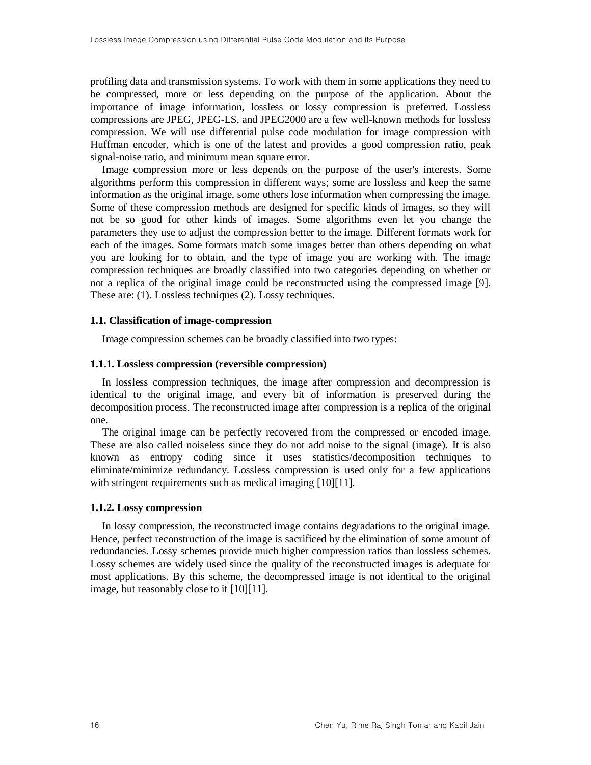profiling data and transmission systems. To work with them in some applications they need to be compressed, more or less depending on the purpose of the application. About the importance of image information, lossless or lossy compression is preferred. Lossless compressions are JPEG, JPEG-LS, and JPEG2000 are a few well-known methods for lossless compression. We will use differential pulse code modulation for image compression with Huffman encoder, which is one of the latest and provides a good compression ratio, peak signal-noise ratio, and minimum mean square error.

Image compression more or less depends on the purpose of the user's interests. Some algorithms perform this compression in different ways; some are lossless and keep the same information as the original image, some others lose information when compressing the image. Some of these compression methods are designed for specific kinds of images, so they will not be so good for other kinds of images. Some algorithms even let you change the parameters they use to adjust the compression better to the image. Different formats work for each of the images. Some formats match some images better than others depending on what you are looking for to obtain, and the type of image you are working with. The image compression techniques are broadly classified into two categories depending on whether or not a replica of the original image could be reconstructed using the compressed image [9]. These are: (1). Lossless techniques (2). Lossy techniques.

### 1.1. Classification of image-compression

Image compression schemes can be broadly classified into two types:

#### 1.1.1. Lossless compression (reversible compression)

In lossless compression techniques, the image after compression and decompression is identical to the original image, and every bit of information is preserved during the decomposition process. The reconstructed image after compression is a replica of the original one.

The original image can be perfectly recovered from the compressed or encoded image. These are also called noiseless since they do not add noise to the signal (image). It is also known as entropy coding since it uses statistics/decomposition techniques to eliminate/minimize redundancy. Lossless compression is used only for a few applications with stringent requirements such as medical imaging [10][11].

#### 1.1.2. Lossy compression

In lossy compression, the reconstructed image contains degradations to the original image. Hence, perfect reconstruction of the image is sacrificed by the elimination of some amount of redundancies. Lossy schemes provide much higher compression ratios than lossless schemes. Lossy schemes are widely used since the quality of the reconstructed images is adequate for most applications. By this scheme, the decompressed image is not identical to the original image, but reasonably close to it [10][11].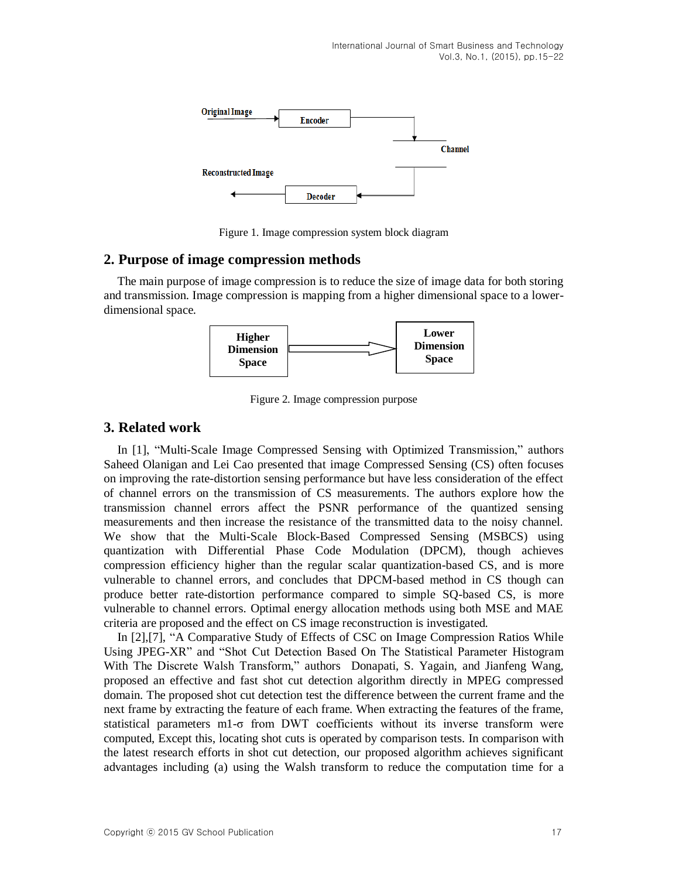Figure 1. Image compression system block diagram

## 2. Purpose of image compression methods

The main purpose of image compression is to reduce the size of image data for both storing and transmission. Image compression is mapping from a higher dimensional space to a lower-dimensional space.

Figure 2. Image compression purpose

## 3. Related work

In [1], "Multi-Scale Image Compressed Sensing with Optimized Transmission," authors Saheed Olanigan and Lei Cao presented that image Compressed Sensing (CS) often focuses on improving the rate-distortion sensing performance but have less consideration of the effect of channel errors on the transmission of CS measurements. The authors explore how the transmission channel errors affect the PSNR performance of the quantized sensing measurements and then increase the resistance of the transmitted data to the noisy channel. We show that the Multi-Scale Block-Based Compressed Sensing (MSBCS) using quantization with Differential Phase Code Modulation (DPCM), though achieves compression efficiency higher than the regular scalar quantization-based CS, and is more vulnerable to channel errors, and concludes that DPCM-based method in CS though can produce better rate-distortion performance compared to simple SQ-based CS, is more vulnerable to channel errors. Optimal energy allocation methods using both MSE and MAE criteria are proposed and the effect on CS image reconstruction is investigated.

In [2],[7], "A Comparative Study of Effects of CSC on Image Compression Ratios While Using JPEG-XR" and "Shot Cut Detection Based On The Statistical Parameter Histogram With The Discrete Walsh Transform," authors Donapati, S. Yagain, and Jianfeng Wang, proposed an effective and fast shot cut detection algorithm directly in MPEG compressed domain. The proposed shot cut detection test the difference between the current frame and the next frame by extracting the feature of each frame. When extracting the features of the frame, statistical parameters m1-σ from DWT coefficients without its inverse transform were computed, Except this, locating shot cuts is operated by comparison tests. In comparison with the latest research efforts in shot cut detection, our proposed algorithm achieves significant advantages including (a) using the Walsh transform to reduce the computation time for a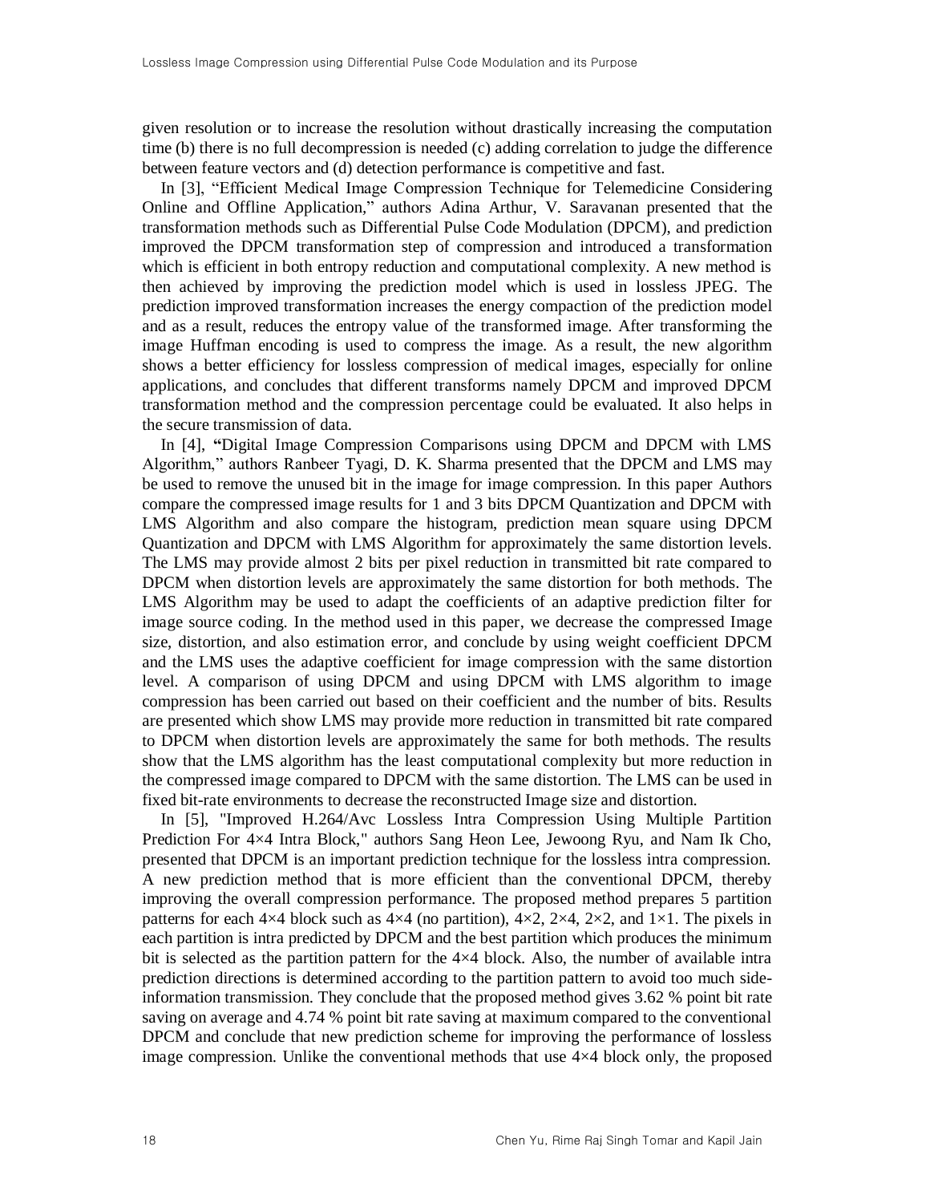given resolution or to increase the resolution without drastically increasing the computation time (b) there is no full decompression is needed (c) adding correlation to judge the difference between feature vectors and (d) detection performance is competitive and fast.

In [3], "Efficient Medical Image Compression Technique for Telemedicine Considering Online and Offline Application," authors Adina Arthur, V. Saravanan presented that the transformation methods such as Differential Pulse Code Modulation (DPCM), and prediction improved the DPCM transformation step of compression and introduced a transformation which is efficient in both entropy reduction and computational complexity. A new method is then achieved by improving the prediction model which is used in lossless JPEG. The prediction improved transformation increases the energy compaction of the prediction model and as a result, reduces the entropy value of the transformed image. After transforming the image Huffman encoding is used to compress the image. As a result, the new algorithm shows a better efficiency for lossless compression of medical images, especially for online applications, and concludes that different transforms namely DPCM and improved DPCM transformation method and the compression percentage could be evaluated. It also helps in the secure transmission of data.

In [4], **"**Digital Image Compression Comparisons using DPCM and DPCM with LMS Algorithm," authors Ranbeer Tyagi, D. K. Sharma presented that the DPCM and LMS may be used to remove the unused bit in the image for image compression. In this paper Authors compare the compressed image results for 1 and 3 bits DPCM Quantization and DPCM with LMS Algorithm and also compare the histogram, prediction mean square using DPCM Quantization and DPCM with LMS Algorithm for approximately the same distortion levels. The LMS may provide almost 2 bits per pixel reduction in transmitted bit rate compared to DPCM when distortion levels are approximately the same distortion for both methods. The LMS Algorithm may be used to adapt the coefficients of an adaptive prediction filter for image source coding. In the method used in this paper, we decrease the compressed Image size, distortion, and also estimation error, and conclude by using weight coefficient DPCM and the LMS uses the adaptive coefficient for image compression with the same distortion level. A comparison of using DPCM and using DPCM with LMS algorithm to image compression has been carried out based on their coefficient and the number of bits. Results are presented which show LMS may provide more reduction in transmitted bit rate compared to DPCM when distortion levels are approximately the same for both methods. The results show that the LMS algorithm has the least computational complexity but more reduction in the compressed image compared to DPCM with the same distortion. The LMS can be used in fixed bit-rate environments to decrease the reconstructed Image size and distortion.

In [5], "Improved H.264/Avc Lossless Intra Compression Using Multiple Partition Prediction For 4×4 Intra Block," authors Sang Heon Lee, Jewoong Ryu, and Nam Ik Cho, presented that DPCM is an important prediction technique for the lossless intra compression. A new prediction method that is more efficient than the conventional DPCM, thereby improving the overall compression performance. The proposed method prepares 5 partition patterns for each 4×4 block such as 4×4 (no partition), 4×2, 2×4, 2×2, and 1×1. The pixels in each partition is intra predicted by DPCM and the best partition which produces the minimum bit is selected as the partition pattern for the 4×4 block. Also, the number of available intra prediction directions is determined according to the partition pattern to avoid too much side-information transmission. They conclude that the proposed method gives 3.62 % point bit rate saving on average and 4.74 % point bit rate saving at maximum compared to the conventional DPCM and conclude that new prediction scheme for improving the performance of lossless image compression. Unlike the conventional methods that use 4×4 block only, the proposed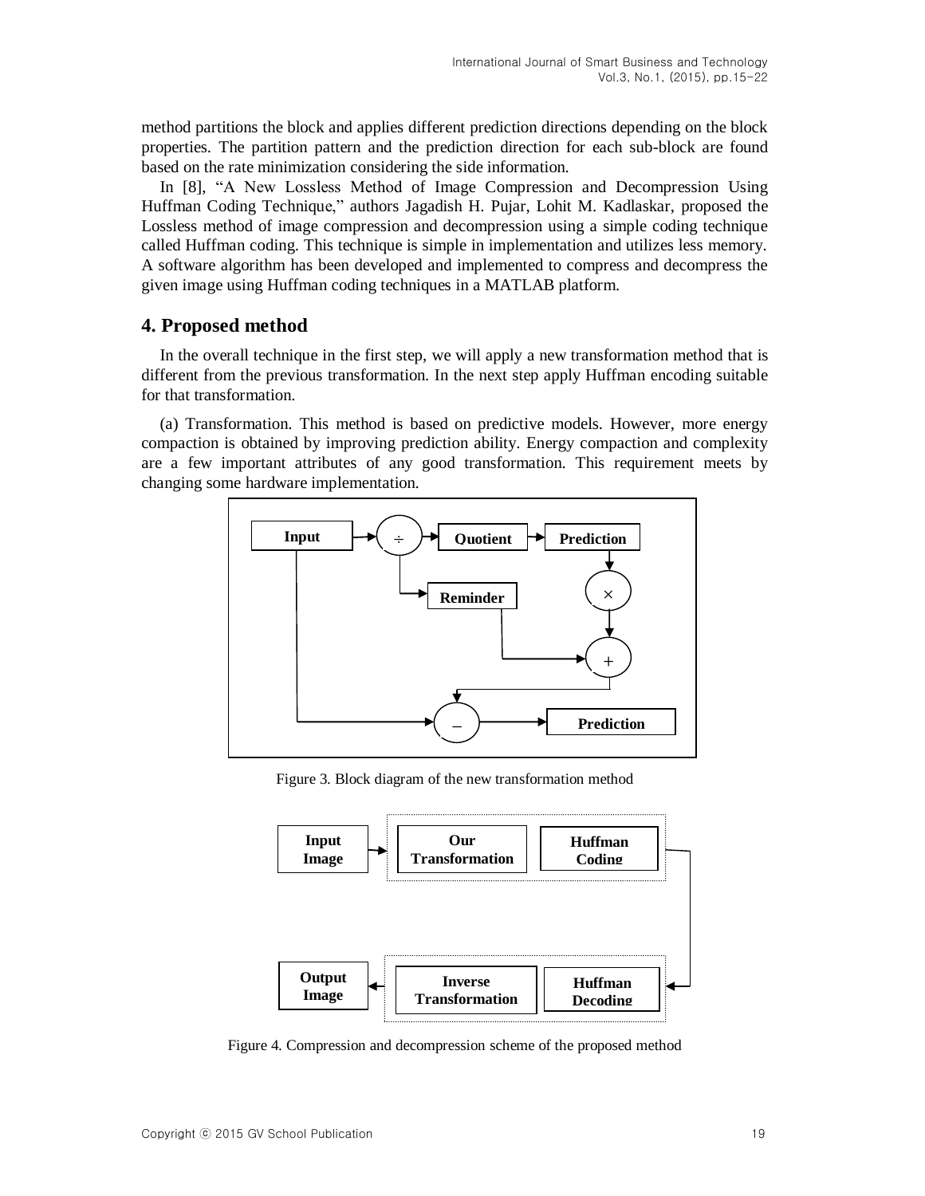method partitions the block and applies different prediction directions depending on the block properties. The partition pattern and the prediction direction for each sub-block are found based on the rate minimization considering the side information.

In [8], "A New Lossless Method of Image Compression and Decompression Using Huffman Coding Technique," authors Jagadish H. Pujar, Lohit M. Kadlaskar, proposed the Lossless method of image compression and decompression using a simple coding technique called Huffman coding. This technique is simple in implementation and utilizes less memory. A software algorithm has been developed and implemented to compress and decompress the given image using Huffman coding techniques in a MATLAB platform.

## 4. Proposed method

In the overall technique in the first step, we will apply a new transformation method that is different from the previous transformation. In the next step apply Huffman encoding suitable for that transformation.

(a) Transformation. This method is based on predictive models. However, more energy compaction is obtained by improving prediction ability. Energy compaction and complexity are a few important attributes of any good transformation. This requirement meets by changing some hardware implementation.

Figure 3. Block diagram of the new transformation method

Figure 4. Compression and decompression scheme of the proposed method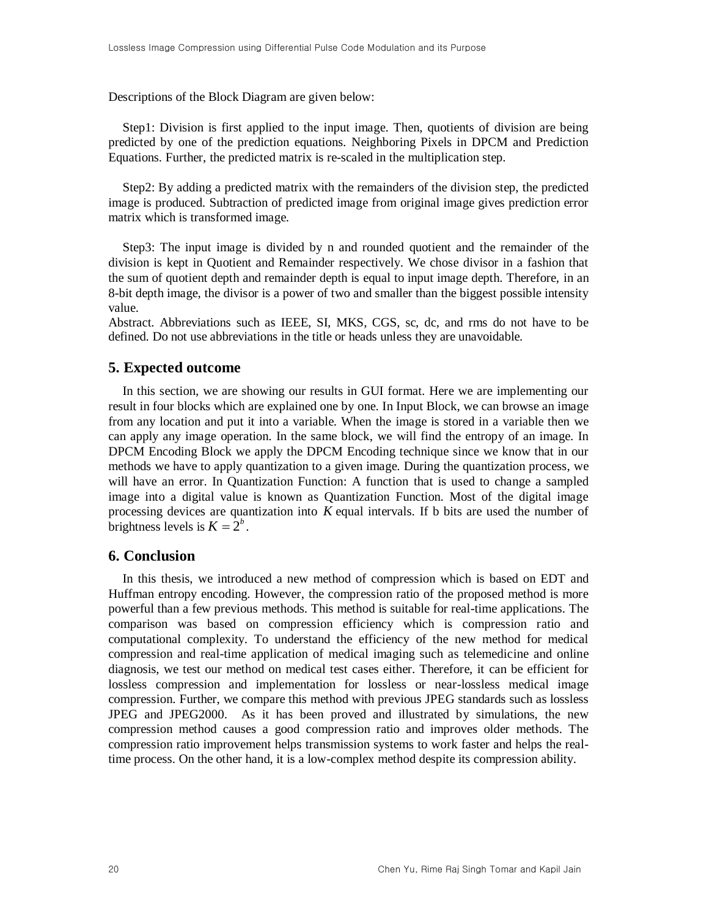Descriptions of the Block Diagram are given below:

Step1: Division is first applied to the input image. Then, quotients of division are being predicted by one of the prediction equations. Neighboring Pixels in DPCM and Prediction Equations. Further, the predicted matrix is re-scaled in the multiplication step.

Step2: By adding a predicted matrix with the remainders of the division step, the predicted image is produced. Subtraction of predicted image from original image gives prediction error matrix which is transformed image.

Step3: The input image is divided by n and rounded quotient and the remainder of the division is kept in Quotient and Remainder respectively. We chose divisor in a fashion that the sum of quotient depth and remainder depth is equal to input image depth. Therefore, in an 8-bit depth image, the divisor is a power of two and smaller than the biggest possible intensity value.
Abstract. Abbreviations such as IEEE, SI, MKS, CGS, sc, dc, and rms do not have to be defined. Do not use abbreviations in the title or heads unless they are unavoidable.

## 5. Expected outcome

In this section, we are showing our results in GUI format. Here we are implementing our result in four blocks which are explained one by one. In Input Block, we can browse an image from any location and put it into a variable. When the image is stored in a variable then we can apply any image operation. In the same block, we will find the entropy of an image. In DPCM Encoding Block we apply the DPCM Encoding technique since we know that in our methods we have to apply quantization to a given image. During the quantization process, we will have an error. In Quantization Function: A function that is used to change a sampled image into a digital value is known as Quantization Function. Most of the digital image processing devices are quantization into $K$ equal intervals. If b bits are used the number of brightness levels is $K = 2^b$.

## 6. Conclusion

In this thesis, we introduced a new method of compression which is based on EDT and Huffman entropy encoding. However, the compression ratio of the proposed method is more powerful than a few previous methods. This method is suitable for real-time applications. The comparison was based on compression efficiency which is compression ratio and computational complexity. To understand the efficiency of the new method for medical compression and real-time application of medical imaging such as telemedicine and online diagnosis, we test our method on medical test cases either. Therefore, it can be efficient for lossless compression and implementation for lossless or near-lossless medical image compression. Further, we compare this method with previous JPEG standards such as lossless JPEG and JPEG2000. As it has been proved and illustrated by simulations, the new compression method causes a good compression ratio and improves older methods. The compression ratio improvement helps transmission systems to work faster and helps the real-time process. On the other hand, it is a low-complex method despite its compression ability.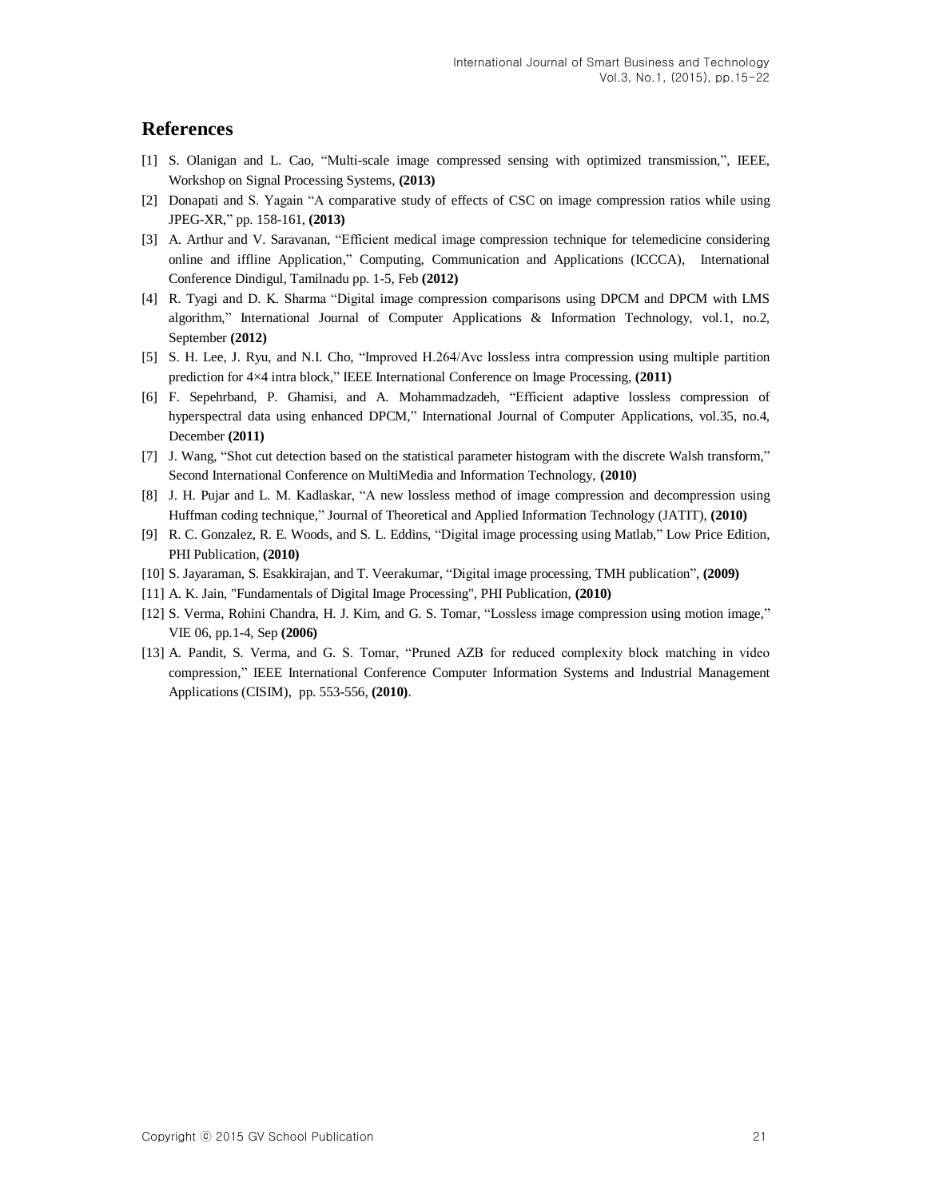## References

[1] S. Olanigan and L. Cao, "Multi-scale image compressed sensing with optimized transmission,", IEEE, Workshop on Signal Processing Systems, **(2013)**

[2] Donapati and S. Yagain "A comparative study of effects of CSC on image compression ratios while using JPEG-XR," pp. 158-161, **(2013)**

[3] A. Arthur and V. Saravanan, "Efficient medical image compression technique for telemedicine considering online and iffline Application," Computing, Communication and Applications (ICCCA), International Conference Dindigul, Tamilnadu pp. 1-5, Feb **(2012)**

[4] R. Tyagi and D. K. Sharma "Digital image compression comparisons using DPCM and DPCM with LMS algorithm," International Journal of Computer Applications & Information Technology, vol.1, no.2, September **(2012)**

[5] S. H. Lee, J. Ryu, and N.I. Cho, "Improved H.264/Avc lossless intra compression using multiple partition prediction for 4×4 intra block," IEEE International Conference on Image Processing, **(2011)**

[6] F. Sepehrband, P. Ghamisi, and A. Mohammadzadeh, "Efficient adaptive lossless compression of hyperspectral data using enhanced DPCM," International Journal of Computer Applications, vol.35, no.4, December **(2011)**

[7] J. Wang, "Shot cut detection based on the statistical parameter histogram with the discrete Walsh transform," Second International Conference on MultiMedia and Information Technology, **(2010)**

[8] J. H. Pujar and L. M. Kadlaskar, "A new lossless method of image compression and decompression using Huffman coding technique," Journal of Theoretical and Applied Information Technology (JATIT), **(2010)**

[9] R. C. Gonzalez, R. E. Woods, and S. L. Eddins, "Digital image processing using Matlab," Low Price Edition, PHI Publication, **(2010)**

[10] S. Jayaraman, S. Esakkirajan, and T. Veerakumar, "Digital image processing, TMH publication", **(2009)**

[11] A. K. Jain, "Fundamentals of Digital Image Processing", PHI Publication, **(2010)**

[12] S. Verma, Rohini Chandra, H. J. Kim, and G. S. Tomar, "Lossless image compression using motion image," VIE 06, pp.1-4, Sep **(2006)**

[13] A. Pandit, S. Verma, and G. S. Tomar, "Pruned AZB for reduced complexity block matching in video compression," IEEE International Conference Computer Information Systems and Industrial Management Applications (CISIM), pp. 553-556, **(2010)**.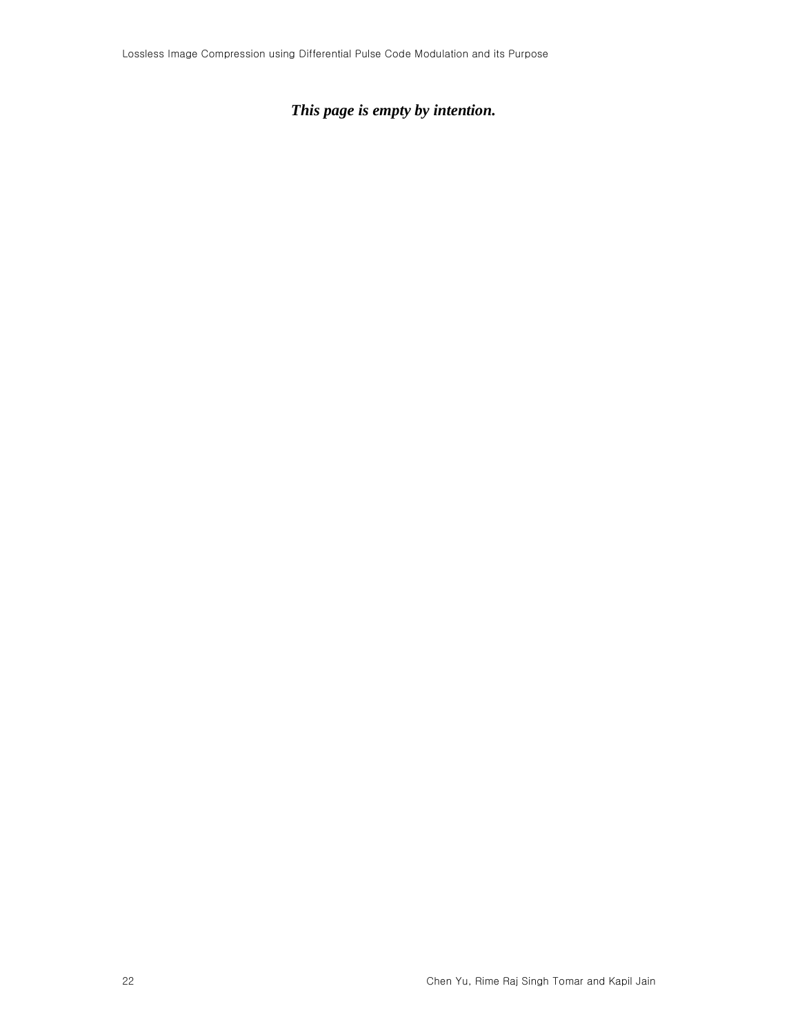***This page is empty by intention.***